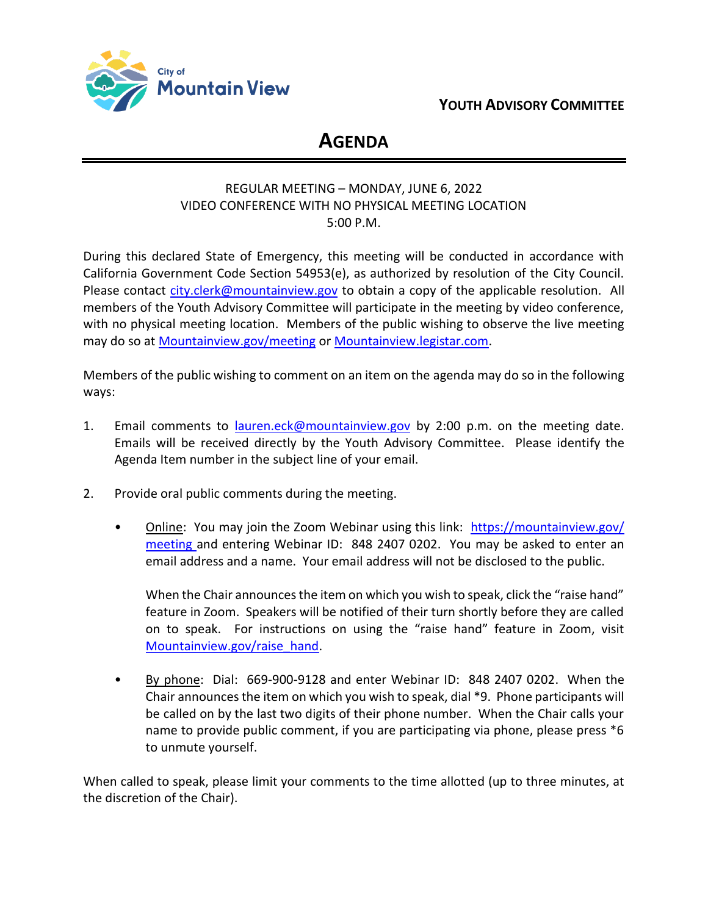City of Mountain View

YOUTH ADVISORY COMMITTEE

# AGENDA

REGULAR MEETING – MONDAY, JUNE 6, 2022
VIDEO CONFERENCE WITH NO PHYSICAL MEETING LOCATION
5:00 P.M.

During this declared State of Emergency, this meeting will be conducted in accordance with California Government Code Section 54953(e), as authorized by resolution of the City Council. Please contact city.clerk@mountainview.gov to obtain a copy of the applicable resolution. All members of the Youth Advisory Committee will participate in the meeting by video conference, with no physical meeting location. Members of the public wishing to observe the live meeting may do so at Mountainview.gov/meeting or Mountainview.legistar.com.

Members of the public wishing to comment on an item on the agenda may do so in the following ways:

1. Email comments to lauren.eck@mountainview.gov by 2:00 p.m. on the meeting date. Emails will be received directly by the Youth Advisory Committee. Please identify the Agenda Item number in the subject line of your email.

2. Provide oral public comments during the meeting.

   - Online: You may join the Zoom Webinar using this link: https://mountainview.gov/meeting and entering Webinar ID: 848 2407 0202. You may be asked to enter an email address and a name. Your email address will not be disclosed to the public.

     When the Chair announces the item on which you wish to speak, click the "raise hand" feature in Zoom. Speakers will be notified of their turn shortly before they are called on to speak. For instructions on using the "raise hand" feature in Zoom, visit Mountainview.gov/raise_hand.

   - By phone: Dial: 669-900-9128 and enter Webinar ID: 848 2407 0202. When the Chair announces the item on which you wish to speak, dial *9. Phone participants will be called on by the last two digits of their phone number. When the Chair calls your name to provide public comment, if you are participating via phone, please press *6 to unmute yourself.

When called to speak, please limit your comments to the time allotted (up to three minutes, at the discretion of the Chair).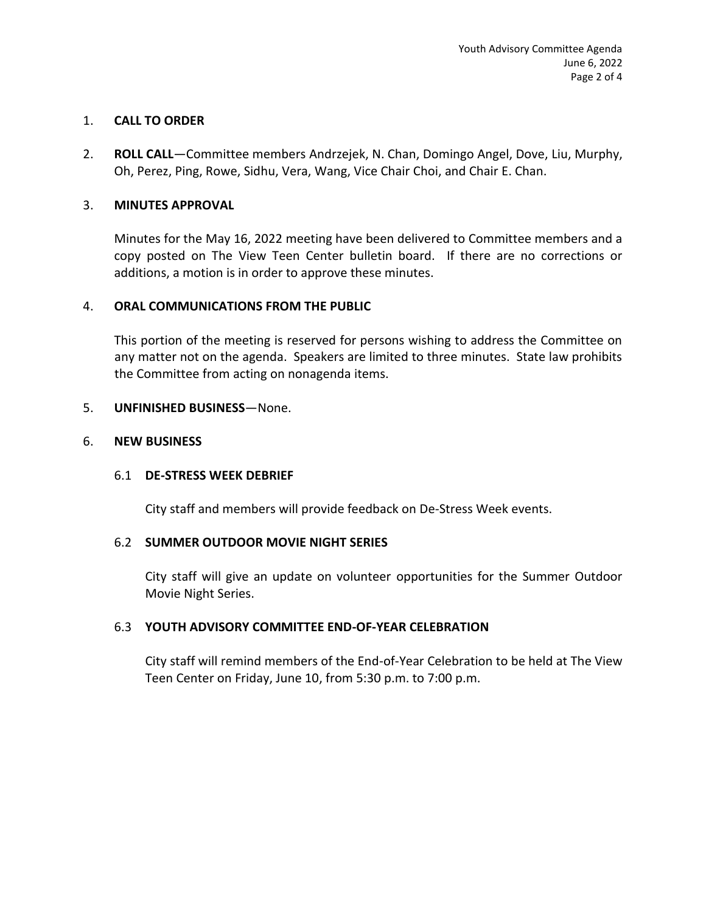1. **CALL TO ORDER**

2. **ROLL CALL**—Committee members Andrzejek, N. Chan, Domingo Angel, Dove, Liu, Murphy, Oh, Perez, Ping, Rowe, Sidhu, Vera, Wang, Vice Chair Choi, and Chair E. Chan.

3. **MINUTES APPROVAL**

   Minutes for the May 16, 2022 meeting have been delivered to Committee members and a copy posted on The View Teen Center bulletin board. If there are no corrections or additions, a motion is in order to approve these minutes.

4. **ORAL COMMUNICATIONS FROM THE PUBLIC**

   This portion of the meeting is reserved for persons wishing to address the Committee on any matter not on the agenda. Speakers are limited to three minutes. State law prohibits the Committee from acting on nonagenda items.

5. **UNFINISHED BUSINESS**—None.

6. **NEW BUSINESS**

   6.1 **DE-STRESS WEEK DEBRIEF**

   City staff and members will provide feedback on De-Stress Week events.

   6.2 **SUMMER OUTDOOR MOVIE NIGHT SERIES**

   City staff will give an update on volunteer opportunities for the Summer Outdoor Movie Night Series.

   6.3 **YOUTH ADVISORY COMMITTEE END-OF-YEAR CELEBRATION**

   City staff will remind members of the End-of-Year Celebration to be held at The View Teen Center on Friday, June 10, from 5:30 p.m. to 7:00 p.m.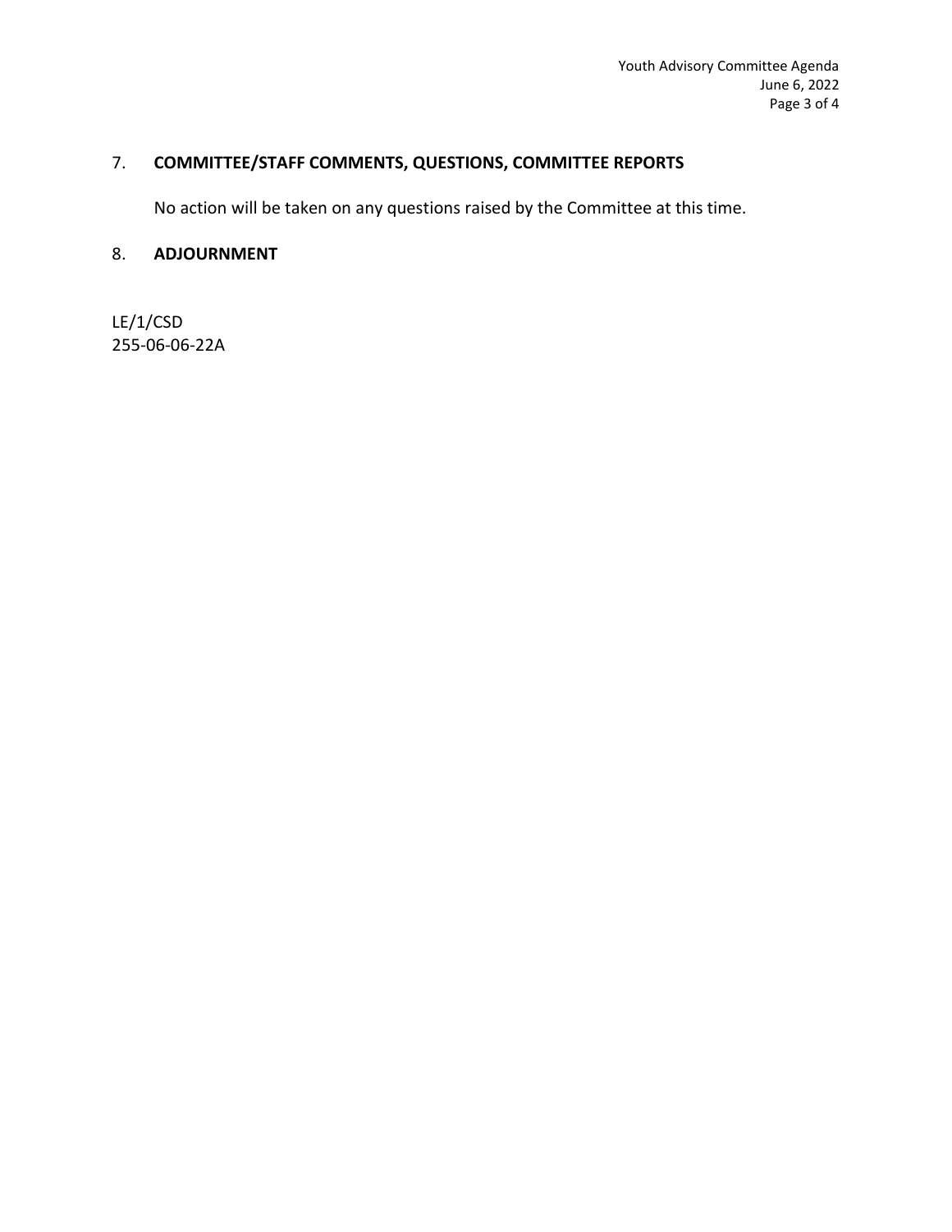## 7. **COMMITTEE/STAFF COMMENTS, QUESTIONS, COMMITTEE REPORTS**

No action will be taken on any questions raised by the Committee at this time.

## 8. **ADJOURNMENT**

LE/1/CSD
255-06-06-22A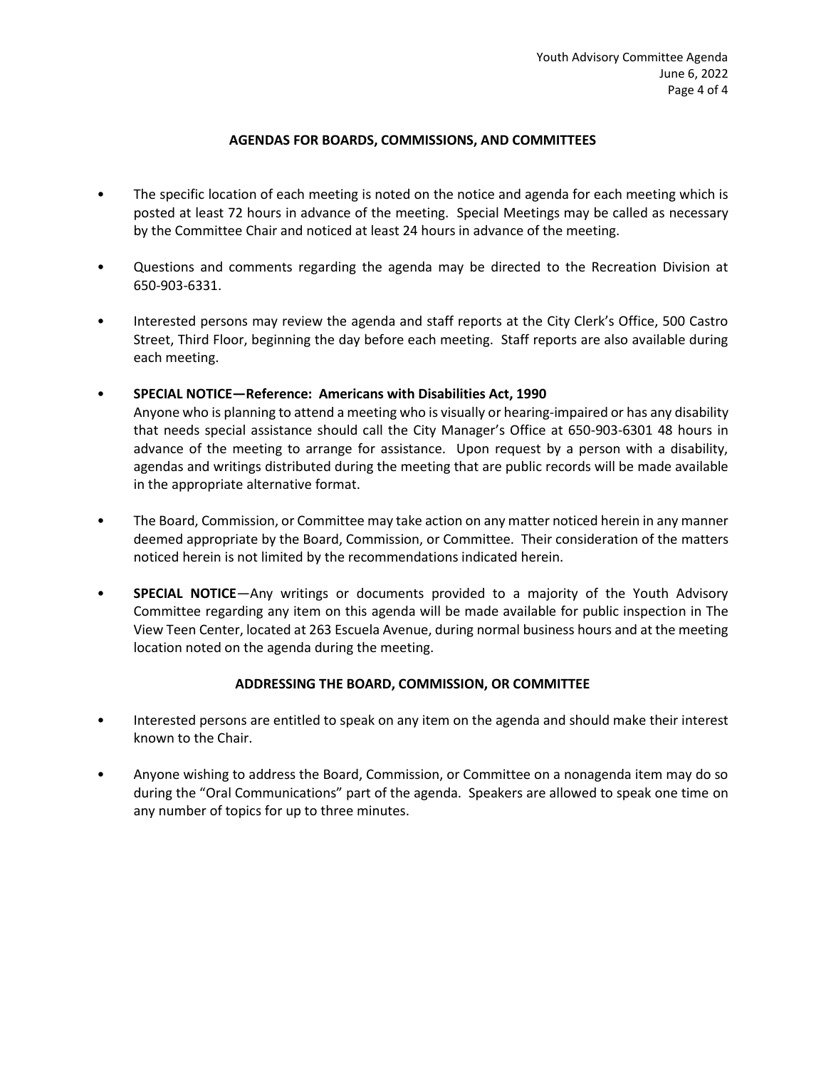## AGENDAS FOR BOARDS, COMMISSIONS, AND COMMITTEES

- The specific location of each meeting is noted on the notice and agenda for each meeting which is posted at least 72 hours in advance of the meeting. Special Meetings may be called as necessary by the Committee Chair and noticed at least 24 hours in advance of the meeting.

- Questions and comments regarding the agenda may be directed to the Recreation Division at 650-903-6331.

- Interested persons may review the agenda and staff reports at the City Clerk's Office, 500 Castro Street, Third Floor, beginning the day before each meeting. Staff reports are also available during each meeting.

- **SPECIAL NOTICE—Reference: Americans with Disabilities Act, 1990**
  Anyone who is planning to attend a meeting who is visually or hearing-impaired or has any disability that needs special assistance should call the City Manager's Office at 650-903-6301 48 hours in advance of the meeting to arrange for assistance. Upon request by a person with a disability, agendas and writings distributed during the meeting that are public records will be made available in the appropriate alternative format.

- The Board, Commission, or Committee may take action on any matter noticed herein in any manner deemed appropriate by the Board, Commission, or Committee. Their consideration of the matters noticed herein is not limited by the recommendations indicated herein.

- **SPECIAL NOTICE**—Any writings or documents provided to a majority of the Youth Advisory Committee regarding any item on this agenda will be made available for public inspection in The View Teen Center, located at 263 Escuela Avenue, during normal business hours and at the meeting location noted on the agenda during the meeting.

## ADDRESSING THE BOARD, COMMISSION, OR COMMITTEE

- Interested persons are entitled to speak on any item on the agenda and should make their interest known to the Chair.

- Anyone wishing to address the Board, Commission, or Committee on a nonagenda item may do so during the "Oral Communications" part of the agenda. Speakers are allowed to speak one time on any number of topics for up to three minutes.